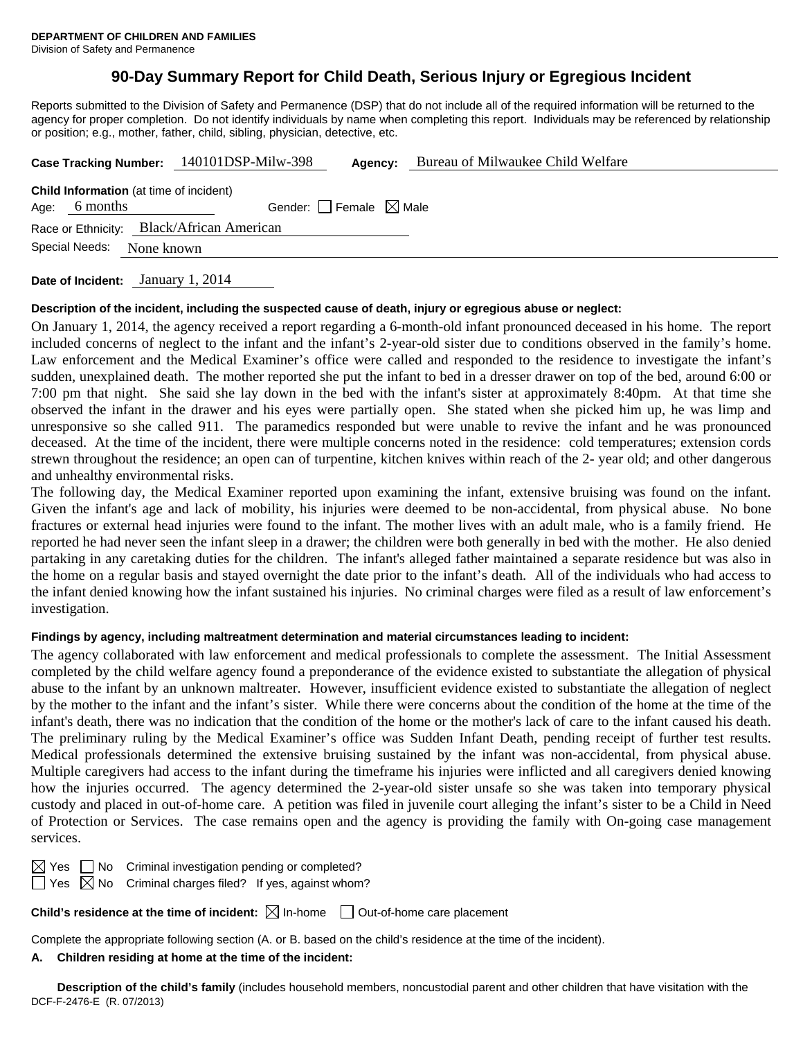**DEPARTMENT OF CHILDREN AND FAMILIES**
Division of Safety and Permanence

# 90-Day Summary Report for Child Death, Serious Injury or Egregious Incident

Reports submitted to the Division of Safety and Permanence (DSP) that do not include all of the required information will be returned to the agency for proper completion. Do not identify individuals by name when completing this report. Individuals may be referenced by relationship or position; e.g., mother, father, child, sibling, physician, detective, etc.

**Case Tracking Number:** 140101DSP-Milw-398 **Agency:** Bureau of Milwaukee Child Welfare

**Child Information** (at time of incident)
Age: 6 months Gender: ☐ Female ☒ Male
Race or Ethnicity: Black/African American
Special Needs: None known

**Date of Incident:** January 1, 2014

**Description of the incident, including the suspected cause of death, injury or egregious abuse or neglect:**

On January 1, 2014, the agency received a report regarding a 6-month-old infant pronounced deceased in his home. The report included concerns of neglect to the infant and the infant's 2-year-old sister due to conditions observed in the family's home. Law enforcement and the Medical Examiner's office were called and responded to the residence to investigate the infant's sudden, unexplained death. The mother reported she put the infant to bed in a dresser drawer on top of the bed, around 6:00 or 7:00 pm that night. She said she lay down in the bed with the infant's sister at approximately 8:40pm. At that time she observed the infant in the drawer and his eyes were partially open. She stated when she picked him up, he was limp and unresponsive so she called 911. The paramedics responded but were unable to revive the infant and he was pronounced deceased. At the time of the incident, there were multiple concerns noted in the residence: cold temperatures; extension cords strewn throughout the residence; an open can of turpentine, kitchen knives within reach of the 2- year old; and other dangerous and unhealthy environmental risks.

The following day, the Medical Examiner reported upon examining the infant, extensive bruising was found on the infant. Given the infant's age and lack of mobility, his injuries were deemed to be non-accidental, from physical abuse. No bone fractures or external head injuries were found to the infant. The mother lives with an adult male, who is a family friend. He reported he had never seen the infant sleep in a drawer; the children were both generally in bed with the mother. He also denied partaking in any caretaking duties for the children. The infant's alleged father maintained a separate residence but was also in the home on a regular basis and stayed overnight the date prior to the infant's death. All of the individuals who had access to the infant denied knowing how the infant sustained his injuries. No criminal charges were filed as a result of law enforcement's investigation.

**Findings by agency, including maltreatment determination and material circumstances leading to incident:**

The agency collaborated with law enforcement and medical professionals to complete the assessment. The Initial Assessment completed by the child welfare agency found a preponderance of the evidence existed to substantiate the allegation of physical abuse to the infant by an unknown maltreater. However, insufficient evidence existed to substantiate the allegation of neglect by the mother to the infant and the infant's sister. While there were concerns about the condition of the home at the time of the infant's death, there was no indication that the condition of the home or the mother's lack of care to the infant caused his death. The preliminary ruling by the Medical Examiner's office was Sudden Infant Death, pending receipt of further test results. Medical professionals determined the extensive bruising sustained by the infant was non-accidental, from physical abuse. Multiple caregivers had access to the infant during the timeframe his injuries were inflicted and all caregivers denied knowing how the injuries occurred. The agency determined the 2-year-old sister unsafe so she was taken into temporary physical custody and placed in out-of-home care. A petition was filed in juvenile court alleging the infant's sister to be a Child in Need of Protection or Services. The case remains open and the agency is providing the family with On-going case management services.

☒ Yes ☐ No Criminal investigation pending or completed?
☐ Yes ☒ No Criminal charges filed? If yes, against whom?

**Child's residence at the time of incident:** ☒ In-home ☐ Out-of-home care placement

Complete the appropriate following section (A. or B. based on the child's residence at the time of the incident).

**A. Children residing at home at the time of the incident:**

**Description of the child's family** (includes household members, noncustodial parent and other children that have visitation with the

DCF-F-2476-E (R. 07/2013)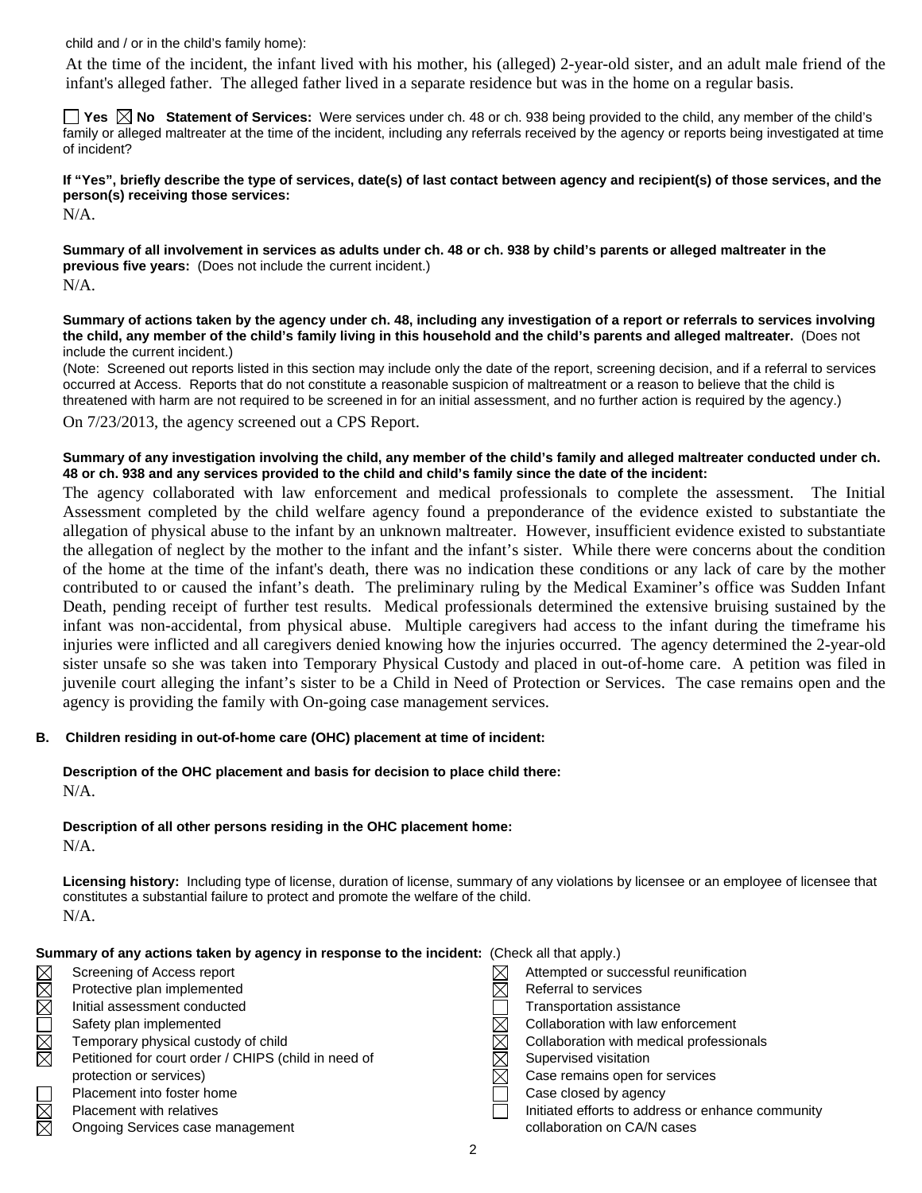child and / or in the child's family home):

At the time of the incident, the infant lived with his mother, his (alleged) 2-year-old sister, and an adult male friend of the infant's alleged father. The alleged father lived in a separate residence but was in the home on a regular basis.

☐ Yes ☒ No **Statement of Services:** Were services under ch. 48 or ch. 938 being provided to the child, any member of the child's family or alleged maltreater at the time of the incident, including any referrals received by the agency or reports being investigated at time of incident?

**If "Yes", briefly describe the type of services, date(s) of last contact between agency and recipient(s) of those services, and the person(s) receiving those services:**

N/A.

**Summary of all involvement in services as adults under ch. 48 or ch. 938 by child's parents or alleged maltreater in the previous five years:** (Does not include the current incident.)

N/A.

**Summary of actions taken by the agency under ch. 48, including any investigation of a report or referrals to services involving the child, any member of the child's family living in this household and the child's parents and alleged maltreater.** (Does not include the current incident.)

(Note: Screened out reports listed in this section may include only the date of the report, screening decision, and if a referral to services occurred at Access. Reports that do not constitute a reasonable suspicion of maltreatment or a reason to believe that the child is threatened with harm are not required to be screened in for an initial assessment, and no further action is required by the agency.)

On 7/23/2013, the agency screened out a CPS Report.

**Summary of any investigation involving the child, any member of the child's family and alleged maltreater conducted under ch. 48 or ch. 938 and any services provided to the child and child's family since the date of the incident:**

The agency collaborated with law enforcement and medical professionals to complete the assessment. The Initial Assessment completed by the child welfare agency found a preponderance of the evidence existed to substantiate the allegation of physical abuse to the infant by an unknown maltreater. However, insufficient evidence existed to substantiate the allegation of neglect by the mother to the infant and the infant's sister. While there were concerns about the condition of the home at the time of the infant's death, there was no indication these conditions or any lack of care by the mother contributed to or caused the infant's death. The preliminary ruling by the Medical Examiner's office was Sudden Infant Death, pending receipt of further test results. Medical professionals determined the extensive bruising sustained by the infant was non-accidental, from physical abuse. Multiple caregivers had access to the infant during the timeframe his injuries were inflicted and all caregivers denied knowing how the injuries occurred. The agency determined the 2-year-old sister unsafe so she was taken into Temporary Physical Custody and placed in out-of-home care. A petition was filed in juvenile court alleging the infant's sister to be a Child in Need of Protection or Services. The case remains open and the agency is providing the family with On-going case management services.

**B. Children residing in out-of-home care (OHC) placement at time of incident:**

**Description of the OHC placement and basis for decision to place child there:**

N/A.

**Description of all other persons residing in the OHC placement home:**

N/A.

**Licensing history:** Including type of license, duration of license, summary of any violations by licensee or an employee of licensee that constitutes a substantial failure to protect and promote the welfare of the child.

N/A.

**Summary of any actions taken by agency in response to the incident:** (Check all that apply.)

- ☒ Screening of Access report
- ☒ Protective plan implemented
- ☒ Initial assessment conducted
- ☐ Safety plan implemented
- ☒ Temporary physical custody of child
- ☒ Petitioned for court order / CHIPS (child in need of protection or services)
- ☐ Placement into foster home
- ☒ Placement with relatives
- ☒ Ongoing Services case management
- ☒ Attempted or successful reunification
- ☒ Referral to services
- ☐ Transportation assistance
- ☒ Collaboration with law enforcement
- ☒ Collaboration with medical professionals
- ☒ Supervised visitation
- ☒ Case remains open for services
- ☐ Case closed by agency
- ☐ Initiated efforts to address or enhance community collaboration on CA/N cases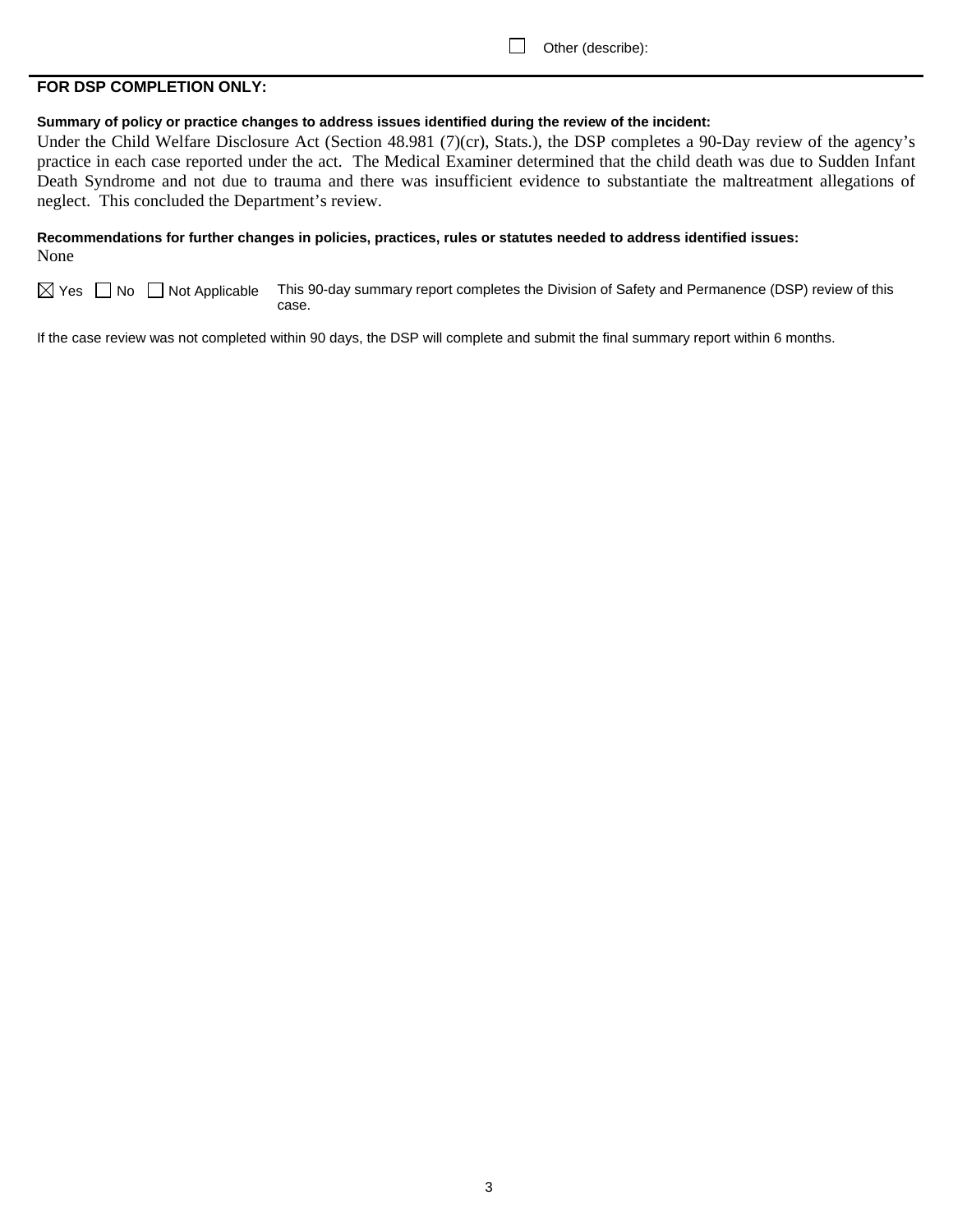☐ Other (describe):

---

**FOR DSP COMPLETION ONLY:**

**Summary of policy or practice changes to address issues identified during the review of the incident:**

Under the Child Welfare Disclosure Act (Section 48.981 (7)(cr), Stats.), the DSP completes a 90-Day review of the agency's practice in each case reported under the act. The Medical Examiner determined that the child death was due to Sudden Infant Death Syndrome and not due to trauma and there was insufficient evidence to substantiate the maltreatment allegations of neglect. This concluded the Department's review.

**Recommendations for further changes in policies, practices, rules or statutes needed to address identified issues:**

None

☒ Yes ☐ No ☐ Not Applicable This 90-day summary report completes the Division of Safety and Permanence (DSP) review of this case.

If the case review was not completed within 90 days, the DSP will complete and submit the final summary report within 6 months.